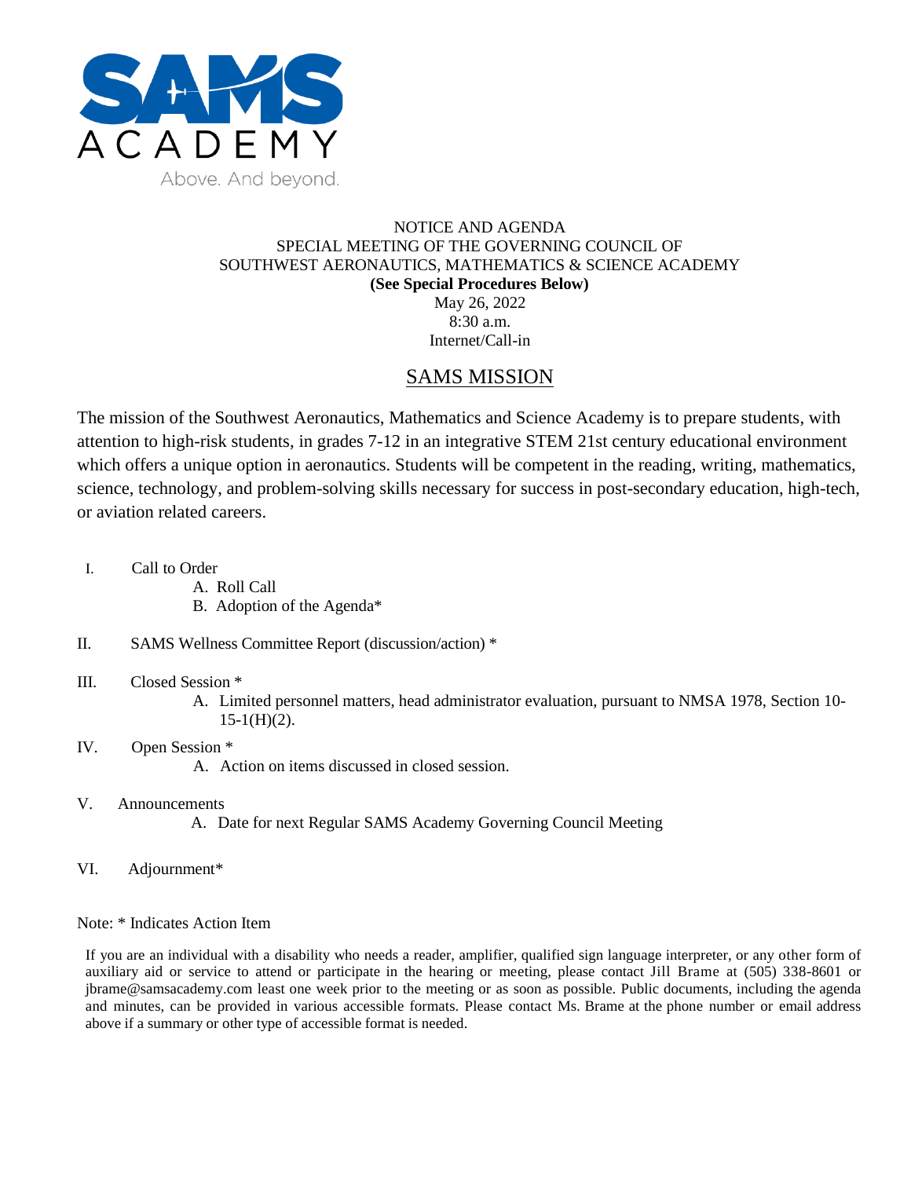SAMS ACADEMY

Above. And beyond.

NOTICE AND AGENDA
SPECIAL MEETING OF THE GOVERNING COUNCIL OF
SOUTHWEST AERONAUTICS, MATHEMATICS & SCIENCE ACADEMY
**(See Special Procedures Below)**
May 26, 2022
8:30 a.m.
Internet/Call-in

## SAMS MISSION

The mission of the Southwest Aeronautics, Mathematics and Science Academy is to prepare students, with attention to high-risk students, in grades 7-12 in an integrative STEM 21st century educational environment which offers a unique option in aeronautics. Students will be competent in the reading, writing, mathematics, science, technology, and problem-solving skills necessary for success in post-secondary education, high-tech, or aviation related careers.

I. Call to Order
   A. Roll Call
   B. Adoption of the Agenda*

II. SAMS Wellness Committee Report (discussion/action) *

III. Closed Session *
   A. Limited personnel matters, head administrator evaluation, pursuant to NMSA 1978, Section 10-15-1(H)(2).

IV. Open Session *
   A. Action on items discussed in closed session.

V. Announcements
   A. Date for next Regular SAMS Academy Governing Council Meeting

VI. Adjournment*

Note: * Indicates Action Item

If you are an individual with a disability who needs a reader, amplifier, qualified sign language interpreter, or any other form of auxiliary aid or service to attend or participate in the hearing or meeting, please contact Jill Brame at (505) 338-8601 or jbrame@samsacademy.com least one week prior to the meeting or as soon as possible. Public documents, including the agenda and minutes, can be provided in various accessible formats. Please contact Ms. Brame at the phone number or email address above if a summary or other type of accessible format is needed.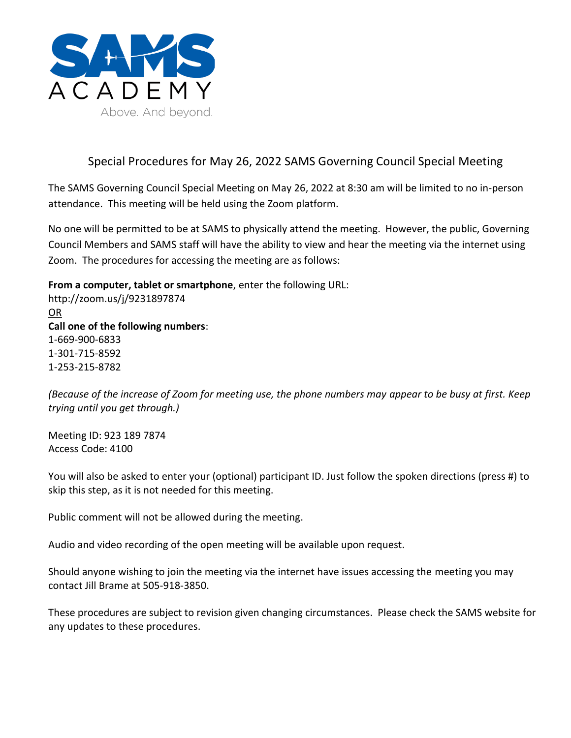SAMS ACADEMY

Above. And beyond.

## Special Procedures for May 26, 2022 SAMS Governing Council Special Meeting

The SAMS Governing Council Special Meeting on May 26, 2022 at 8:30 am will be limited to no in-person attendance. This meeting will be held using the Zoom platform.

No one will be permitted to be at SAMS to physically attend the meeting. However, the public, Governing Council Members and SAMS staff will have the ability to view and hear the meeting via the internet using Zoom. The procedures for accessing the meeting are as follows:

**From a computer, tablet or smartphone**, enter the following URL:
http://zoom.us/j/9231897874
OR
**Call one of the following numbers**:
1-669-900-6833
1-301-715-8592
1-253-215-8782

*(Because of the increase of Zoom for meeting use, the phone numbers may appear to be busy at first. Keep trying until you get through.)*

Meeting ID: 923 189 7874
Access Code: 4100

You will also be asked to enter your (optional) participant ID. Just follow the spoken directions (press #) to skip this step, as it is not needed for this meeting.

Public comment will not be allowed during the meeting.

Audio and video recording of the open meeting will be available upon request.

Should anyone wishing to join the meeting via the internet have issues accessing the meeting you may contact Jill Brame at 505-918-3850.

These procedures are subject to revision given changing circumstances. Please check the SAMS website for any updates to these procedures.